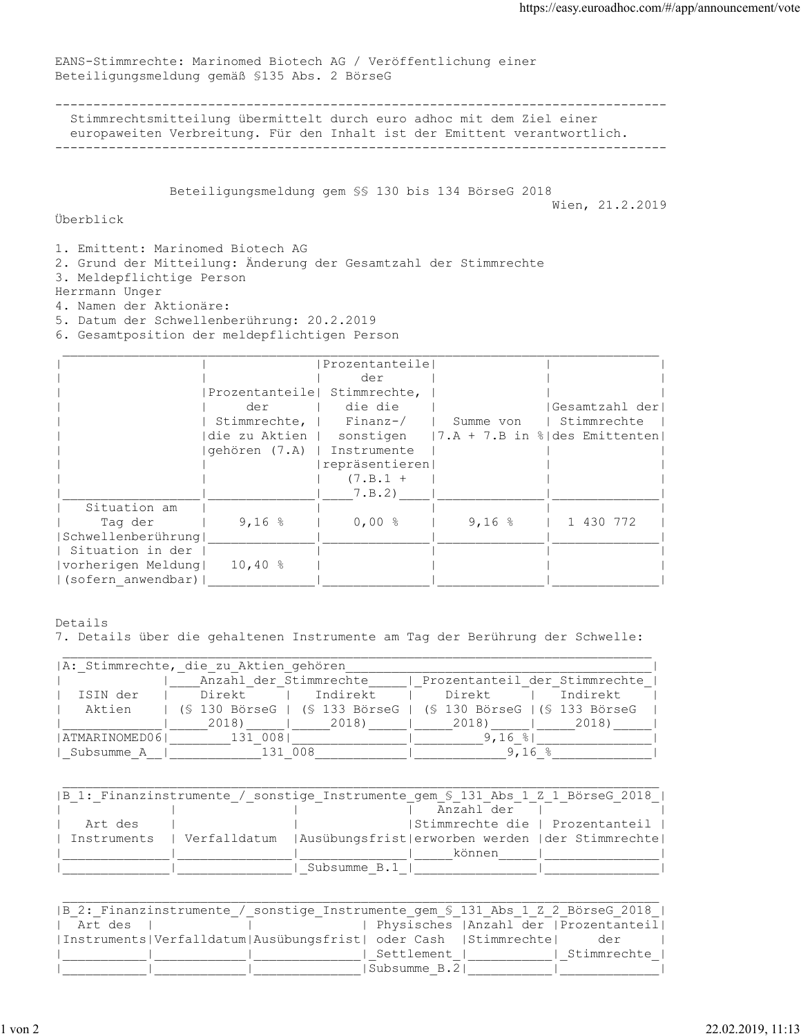EANS-Stimmrechte: Marinomed Biotech AG / Veröffentlichung einer Beteiligungsmeldung gemäß §135 Abs. 2 BörseG

---

Stimmrechtsmitteilung übermittelt durch euro adhoc mit dem Ziel einer europaweiten Verbreitung. Für den Inhalt ist der Emittent verantwortlich.

---

Beteiligungsmeldung gem §§ 130 bis 134 BörseG 2018

Wien, 21.2.2019

Überblick

1. Emittent: Marinomed Biotech AG
2. Grund der Mitteilung: Änderung der Gesamtzahl der Stimmrechte
3. Meldepflichtige Person
Herrmann Unger
4. Namen der Aktionäre:
5. Datum der Schwellenberührung: 20.2.2019
6. Gesamtposition der meldepflichtigen Person

| | Prozentanteile der Stimmrechte, die zu Aktien gehören (7.A) | Prozentanteile der Stimmrechte, die die Finanz-/ sonstigen Instrumente repräsentieren (7.B.1 + 7.B.2) | Summe von 7.A + 7.B in % | Gesamtzahl der Stimmrechte des Emittenten |
|---|---|---|---|---|
| Situation am Tag der Schwellenberührung | 9,16 % | 0,00 % | 9,16 % | 1 430 772 |
| Situation in der vorherigen Meldung (sofern anwendbar) | 10,40 % | | | |

Details
7. Details über die gehaltenen Instrumente am Tag der Berührung der Schwelle:

| A: Stimmrechte, die zu Aktien gehören | | | | |
|---|---|---|---|---|
| | Anzahl der Stimmrechte | | Prozentanteil der Stimmrechte | |
| ISIN der Aktien | Direkt (§ 130 BörseG 2018) | Indirekt (§ 133 BörseG 2018) | Direkt (§ 130 BörseG 2018) | Indirekt (§ 133 BörseG 2018) |
| ATMARINOMED06 | 131 008 | | 9,16 % | |
| Subsumme A | 131 008 | | 9,16 % | |

| B 1: Finanzinstrumente / sonstige Instrumente gem § 131 Abs 1 Z 1 BörseG 2018 | | | | |
|---|---|---|---|---|
| Art des Instruments | Verfalldatum | Ausübungsfrist | Anzahl der Stimmrechte die erworben werden können | Prozentanteil der Stimmrechte |
| | | Subsumme B.1 | | |

| B 2: Finanzinstrumente / sonstige Instrumente gem § 131 Abs 1 Z 2 BörseG 2018 | | | | | |
|---|---|---|---|---|---|
| Art des Instruments | Verfalldatum | Ausübungsfrist | Physisches oder Cash Settlement | Anzahl der Stimmrechte | Prozentanteil der Stimmrechte |
| | | | Subsumme B.2 | | |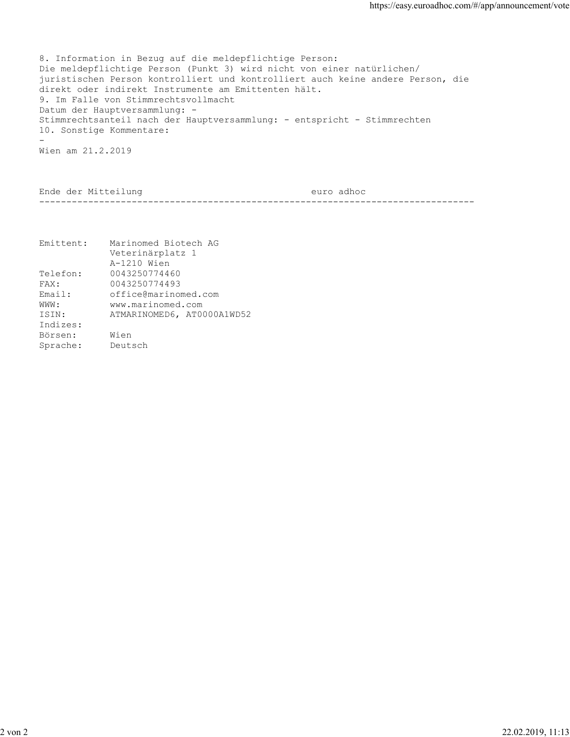8. Information in Bezug auf die meldepflichtige Person:
Die meldepflichtige Person (Punkt 3) wird nicht von einer natürlichen/ juristischen Person kontrolliert und kontrolliert auch keine andere Person, die direkt oder indirekt Instrumente am Emittenten hält.

9. Im Falle von Stimmrechtsvollmacht
Datum der Hauptversammlung: -
Stimmrechtsanteil nach der Hauptversammlung: - entspricht - Stimmrechten

10. Sonstige Kommentare:
-

Wien am 21.2.2019

Ende der Mitteilung euro adhoc

---

| | |
|---|---|
| Emittent: | Marinomed Biotech AG<br>Veterinärplatz 1<br>A-1210 Wien |
| Telefon: | 0043250774460 |
| FAX: | 0043250774493 |
| Email: | office@marinomed.com |
| WWW: | www.marinomed.com |
| ISIN: | ATMARINOMED6, AT0000A1WD52 |
| Indizes: | |
| Börsen: | Wien |
| Sprache: | Deutsch |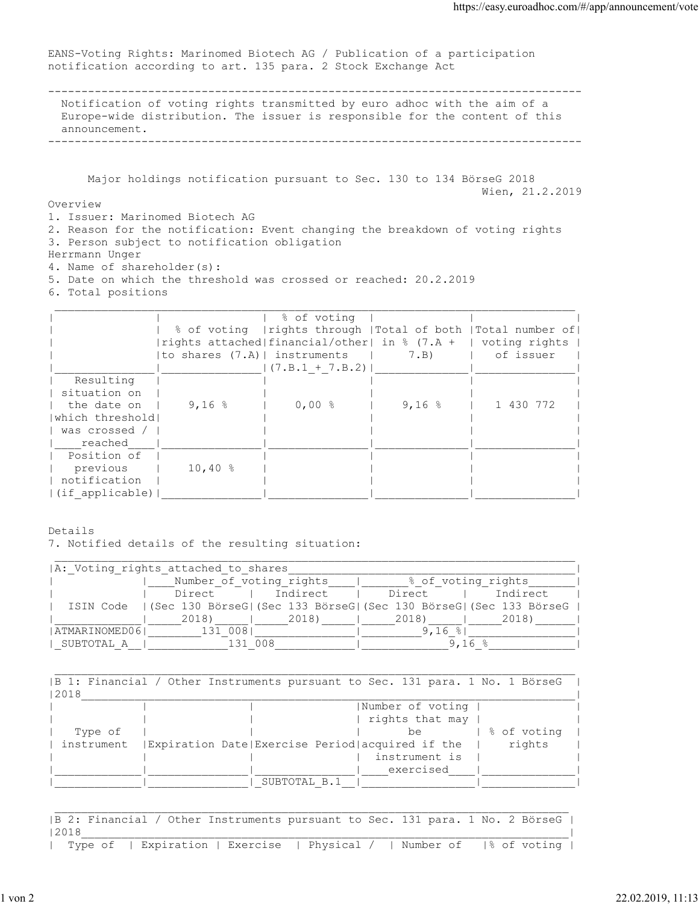EANS-Voting Rights: Marinomed Biotech AG / Publication of a participation notification according to art. 135 para. 2 Stock Exchange Act

---

Notification of voting rights transmitted by euro adhoc with the aim of a Europe-wide distribution. The issuer is responsible for the content of this announcement.

---

Major holdings notification pursuant to Sec. 130 to 134 BörseG 2018

Wien, 21.2.2019

Overview

1. Issuer: Marinomed Biotech AG
2. Reason for the notification: Event changing the breakdown of voting rights
3. Person subject to notification obligation
Herrmann Unger
4. Name of shareholder(s):
5. Date on which the threshold was crossed or reached: 20.2.2019
6. Total positions

| | % of voting rights attached to shares (7.A) | % of voting rights through financial/other instruments (7.B.1 + 7.B.2) | Total of both in % (7.A + 7.B) | Total number of voting rights of issuer |
|---|---|---|---|---|
| Resulting situation on the date on which threshold was crossed / reached | 9,16 % | 0,00 % | 9,16 % | 1 430 772 |
| Position of previous notification (if applicable) | 10,40 % | | | |

Details

7. Notified details of the resulting situation:

| A: Voting rights attached to shares | | | | |
|---|---|---|---|---|
| | Number of voting rights | | % of voting rights | |
| ISIN Code | Direct (Sec 130 BörseG 2018) | Indirect (Sec 133 BörseG 2018) | Direct (Sec 130 BörseG 2018) | Indirect (Sec 133 BörseG 2018) |
| ATMARINOMED06 | 131 008 | | 9,16 % | |
| SUBTOTAL A | 131 008 | | 9,16 % | |

| B 1: Financial / Other Instruments pursuant to Sec. 131 para. 1 No. 1 BörseG 2018 | | | | |
|---|---|---|---|---|
| Type of instrument | Expiration Date | Exercise Period | Number of voting rights that may be acquired if the instrument is exercised | % of voting rights |
| | | SUBTOTAL B.1 | | |

| B 2: Financial / Other Instruments pursuant to Sec. 131 para. 1 No. 2 BörseG 2018 | | | | | |
|---|---|---|---|---|---|
| Type of | Expiration | Exercise | Physical / | Number of | % of voting |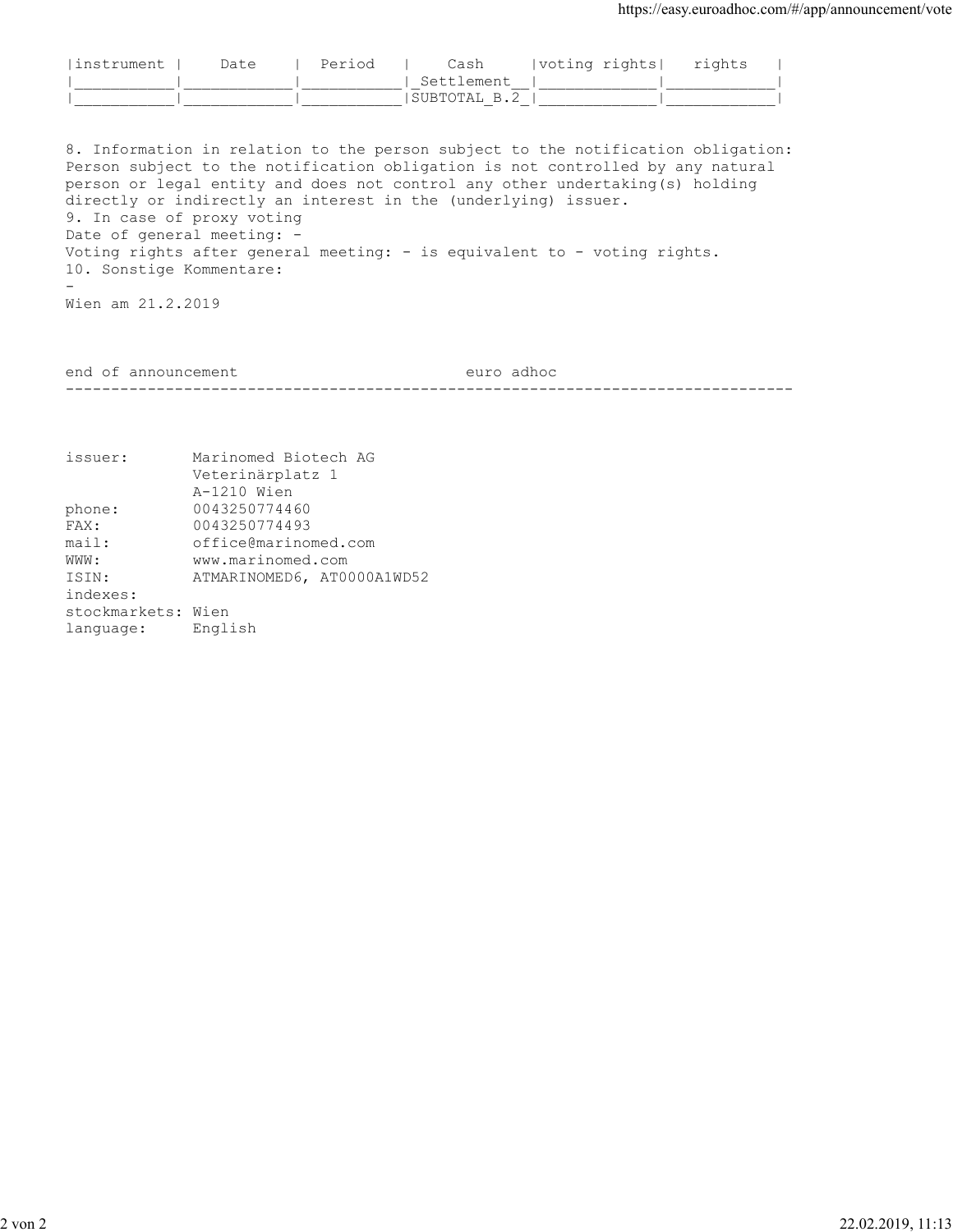| instrument | Date | Period | Cash Settlement | voting rights | rights |
|---|---|---|---|---|---|
| | | | SUBTOTAL B.2 | | |

8. Information in relation to the person subject to the notification obligation:
Person subject to the notification obligation is not controlled by any natural person or legal entity and does not control any other undertaking(s) holding directly or indirectly an interest in the (underlying) issuer.

9. In case of proxy voting
Date of general meeting: -
Voting rights after general meeting: - is equivalent to - voting rights.

10. Sonstige Kommentare:
-

Wien am 21.2.2019

end of announcement euro adhoc

---

issuer: Marinomed Biotech AG
Veterinärplatz 1
A-1210 Wien
phone: 0043250774460
FAX: 0043250774493
mail: office@marinomed.com
WWW: www.marinomed.com
ISIN: ATMARINOMED6, AT0000A1WD52
indexes:
stockmarkets: Wien
language: English